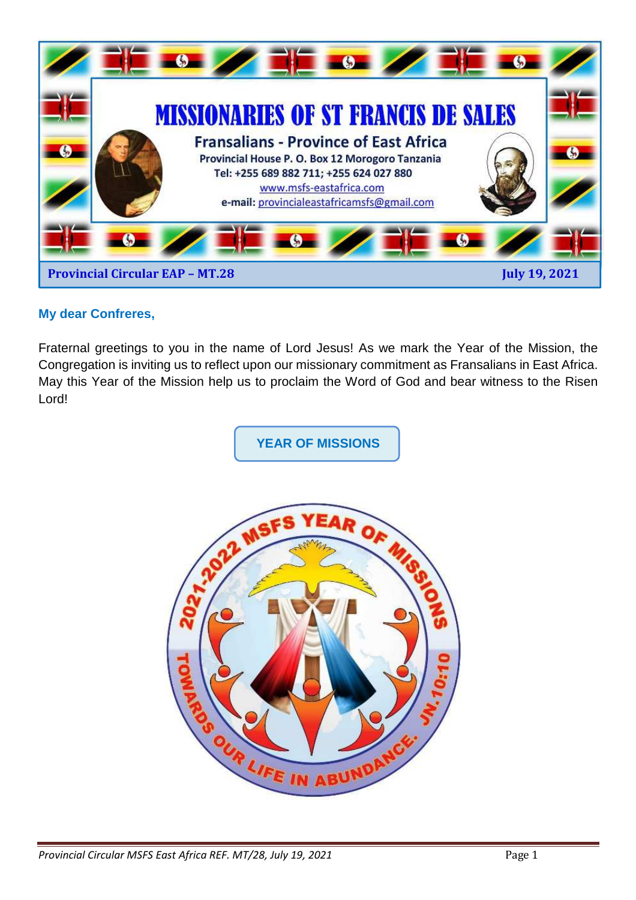# MISSIONARIES OF ST FRANCIS DE SALES

## Fransalians - Province of East Africa

Provincial House P. O. Box 12 Morogoro Tanzania
Tel: +255 689 882 711; +255 624 027 880
www.msfs-eastafrica.com
e-mail: provincialeastafricamsfs@gmail.com

**Provincial Circular EAP – MT.28** **July 19, 2021**

**My dear Confreres,**

Fraternal greetings to you in the name of Lord Jesus! As we mark the Year of the Mission, the Congregation is inviting us to reflect upon our missionary commitment as Fransalians in East Africa. May this Year of the Mission help us to proclaim the Word of God and bear witness to the Risen Lord!

## YEAR OF MISSIONS

2021-2022 MSFS YEAR OF MISSIONS
TOWARDS OUR LIFE IN ABUNDANCE. JN.10:10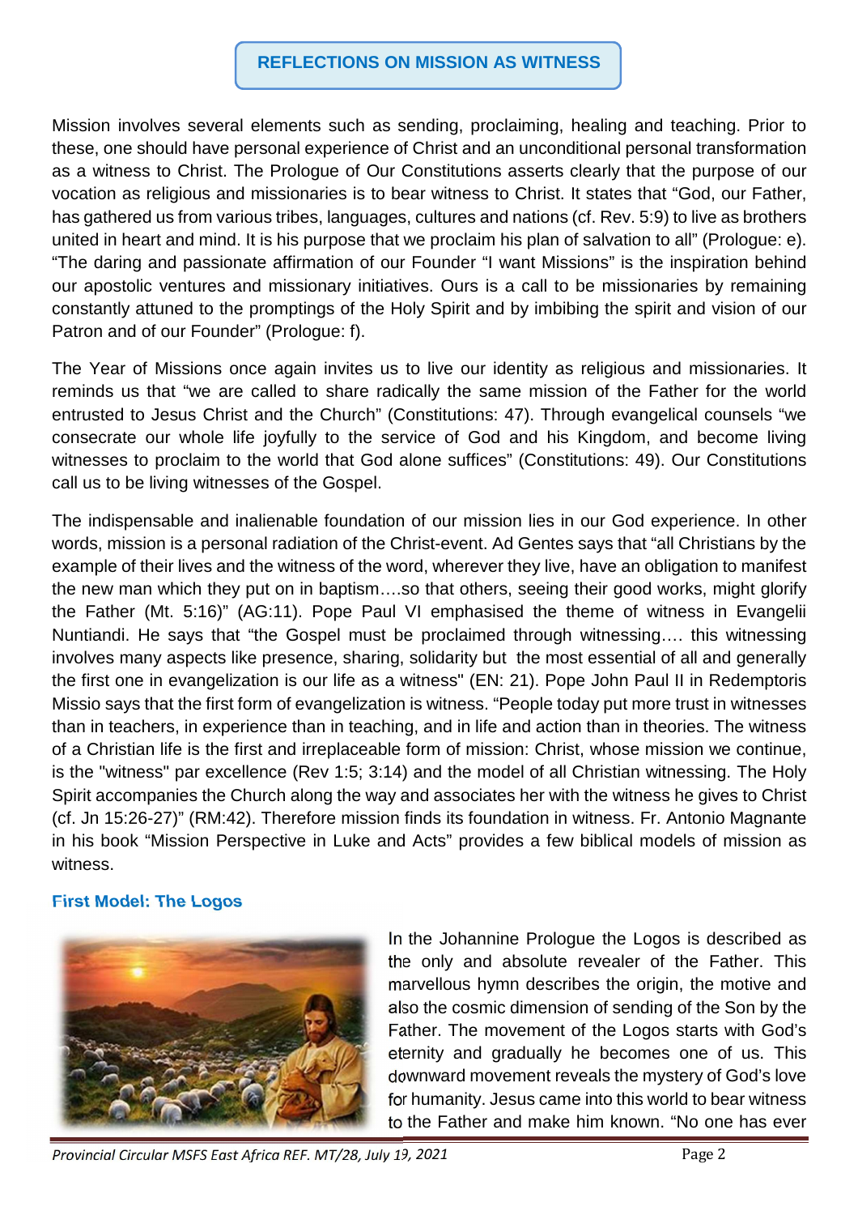## REFLECTIONS ON MISSION AS WITNESS

Mission involves several elements such as sending, proclaiming, healing and teaching. Prior to these, one should have personal experience of Christ and an unconditional personal transformation as a witness to Christ. The Prologue of Our Constitutions asserts clearly that the purpose of our vocation as religious and missionaries is to bear witness to Christ. It states that "God, our Father, has gathered us from various tribes, languages, cultures and nations (cf. Rev. 5:9) to live as brothers united in heart and mind. It is his purpose that we proclaim his plan of salvation to all" (Prologue: e). "The daring and passionate affirmation of our Founder "I want Missions" is the inspiration behind our apostolic ventures and missionary initiatives. Ours is a call to be missionaries by remaining constantly attuned to the promptings of the Holy Spirit and by imbibing the spirit and vision of our Patron and of our Founder" (Prologue: f).

The Year of Missions once again invites us to live our identity as religious and missionaries. It reminds us that "we are called to share radically the same mission of the Father for the world entrusted to Jesus Christ and the Church" (Constitutions: 47). Through evangelical counsels "we consecrate our whole life joyfully to the service of God and his Kingdom, and become living witnesses to proclaim to the world that God alone suffices" (Constitutions: 49). Our Constitutions call us to be living witnesses of the Gospel.

The indispensable and inalienable foundation of our mission lies in our God experience. In other words, mission is a personal radiation of the Christ-event. Ad Gentes says that "all Christians by the example of their lives and the witness of the word, wherever they live, have an obligation to manifest the new man which they put on in baptism….so that others, seeing their good works, might glorify the Father (Mt. 5:16)" (AG:11). Pope Paul VI emphasised the theme of witness in Evangelii Nuntiandi. He says that "the Gospel must be proclaimed through witnessing…. this witnessing involves many aspects like presence, sharing, solidarity but the most essential of all and generally the first one in evangelization is our life as a witness" (EN: 21). Pope John Paul II in Redemptoris Missio says that the first form of evangelization is witness. "People today put more trust in witnesses than in teachers, in experience than in teaching, and in life and action than in theories. The witness of a Christian life is the first and irreplaceable form of mission: Christ, whose mission we continue, is the "witness" par excellence (Rev 1:5; 3:14) and the model of all Christian witnessing. The Holy Spirit accompanies the Church along the way and associates her with the witness he gives to Christ (cf. Jn 15:26-27)" (RM:42). Therefore mission finds its foundation in witness. Fr. Antonio Magnante in his book "Mission Perspective in Luke and Acts" provides a few biblical models of mission as witness.

### First Model: The Logos

In the Johannine Prologue the Logos is described as the only and absolute revealer of the Father. This marvellous hymn describes the origin, the motive and also the cosmic dimension of sending of the Son by the Father. The movement of the Logos starts with God's eternity and gradually he becomes one of us. This downward movement reveals the mystery of God's love for humanity. Jesus came into this world to bear witness to the Father and make him known. "No one has ever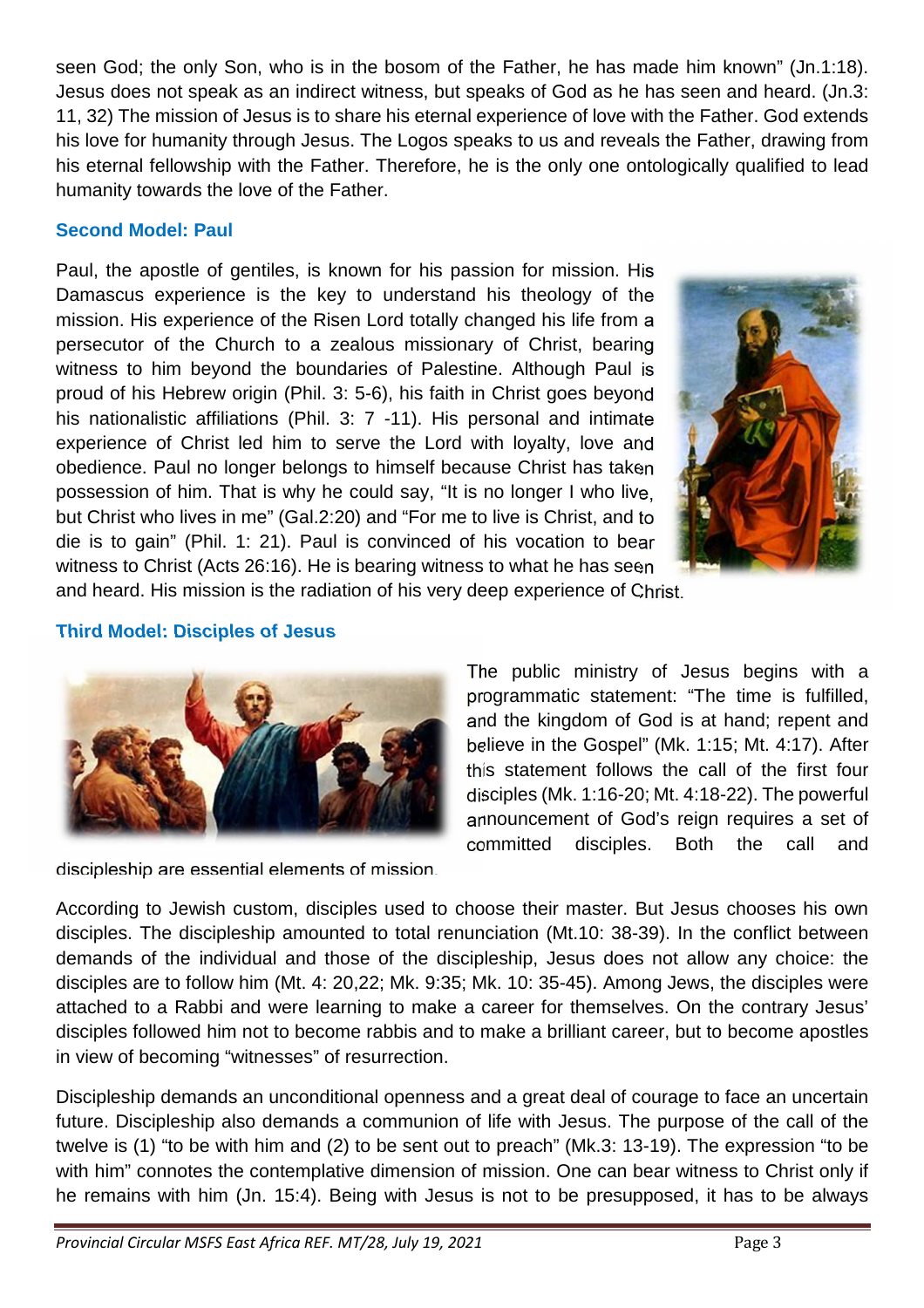seen God; the only Son, who is in the bosom of the Father, he has made him known" (Jn.1:18). Jesus does not speak as an indirect witness, but speaks of God as he has seen and heard. (Jn.3: 11, 32) The mission of Jesus is to share his eternal experience of love with the Father. God extends his love for humanity through Jesus. The Logos speaks to us and reveals the Father, drawing from his eternal fellowship with the Father. Therefore, he is the only one ontologically qualified to lead humanity towards the love of the Father.

### Second Model: Paul

Paul, the apostle of gentiles, is known for his passion for mission. His Damascus experience is the key to understand his theology of the mission. His experience of the Risen Lord totally changed his life from a persecutor of the Church to a zealous missionary of Christ, bearing witness to him beyond the boundaries of Palestine. Although Paul is proud of his Hebrew origin (Phil. 3: 5-6), his faith in Christ goes beyond his nationalistic affiliations (Phil. 3: 7 -11). His personal and intimate experience of Christ led him to serve the Lord with loyalty, love and obedience. Paul no longer belongs to himself because Christ has taken possession of him. That is why he could say, "It is no longer I who live, but Christ who lives in me" (Gal.2:20) and "For me to live is Christ, and to die is to gain" (Phil. 1: 21). Paul is convinced of his vocation to bear witness to Christ (Acts 26:16). He is bearing witness to what he has seen and heard. His mission is the radiation of his very deep experience of Christ.

### Third Model: Disciples of Jesus

The public ministry of Jesus begins with a programmatic statement: "The time is fulfilled, and the kingdom of God is at hand; repent and believe in the Gospel" (Mk. 1:15; Mt. 4:17). After this statement follows the call of the first four disciples (Mk. 1:16-20; Mt. 4:18-22). The powerful announcement of God's reign requires a set of committed disciples. Both the call and discipleship are essential elements of mission.

According to Jewish custom, disciples used to choose their master. But Jesus chooses his own disciples. The discipleship amounted to total renunciation (Mt.10: 38-39). In the conflict between demands of the individual and those of the discipleship, Jesus does not allow any choice: the disciples are to follow him (Mt. 4: 20,22; Mk. 9:35; Mk. 10: 35-45). Among Jews, the disciples were attached to a Rabbi and were learning to make a career for themselves. On the contrary Jesus' disciples followed him not to become rabbis and to make a brilliant career, but to become apostles in view of becoming "witnesses" of resurrection.

Discipleship demands an unconditional openness and a great deal of courage to face an uncertain future. Discipleship also demands a communion of life with Jesus. The purpose of the call of the twelve is (1) "to be with him and (2) to be sent out to preach" (Mk.3: 13-19). The expression "to be with him" connotes the contemplative dimension of mission. One can bear witness to Christ only if he remains with him (Jn. 15:4). Being with Jesus is not to be presupposed, it has to be always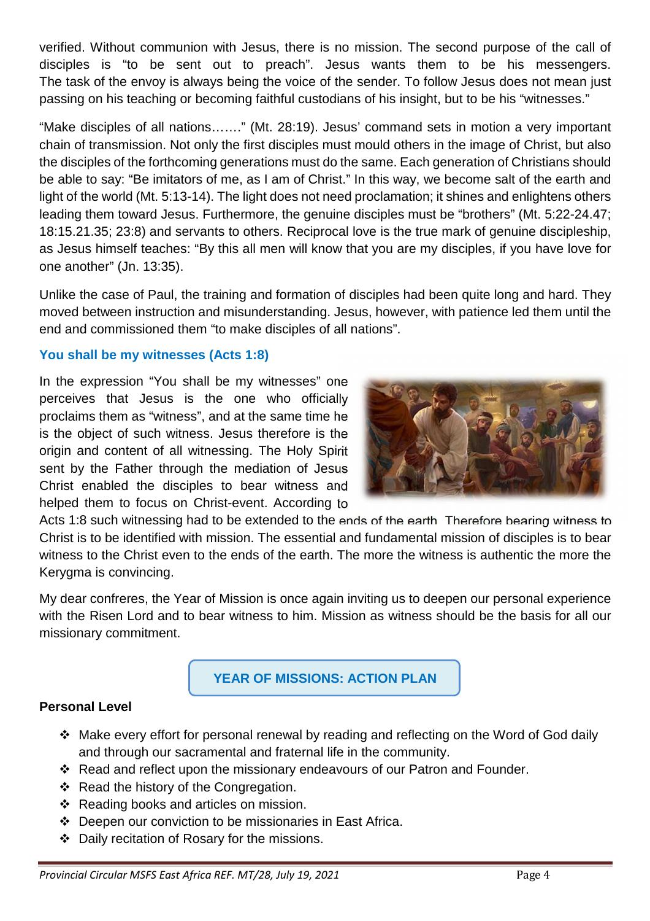verified. Without communion with Jesus, there is no mission. The second purpose of the call of disciples is "to be sent out to preach". Jesus wants them to be his messengers. The task of the envoy is always being the voice of the sender. To follow Jesus does not mean just passing on his teaching or becoming faithful custodians of his insight, but to be his "witnesses."

"Make disciples of all nations……." (Mt. 28:19). Jesus' command sets in motion a very important chain of transmission. Not only the first disciples must mould others in the image of Christ, but also the disciples of the forthcoming generations must do the same. Each generation of Christians should be able to say: "Be imitators of me, as I am of Christ." In this way, we become salt of the earth and light of the world (Mt. 5:13-14). The light does not need proclamation; it shines and enlightens others leading them toward Jesus. Furthermore, the genuine disciples must be "brothers" (Mt. 5:22-24.47; 18:15.21.35; 23:8) and servants to others. Reciprocal love is the true mark of genuine discipleship, as Jesus himself teaches: "By this all men will know that you are my disciples, if you have love for one another" (Jn. 13:35).

Unlike the case of Paul, the training and formation of disciples had been quite long and hard. They moved between instruction and misunderstanding. Jesus, however, with patience led them until the end and commissioned them "to make disciples of all nations".

### You shall be my witnesses (Acts 1:8)

In the expression "You shall be my witnesses" one perceives that Jesus is the one who officially proclaims them as "witness", and at the same time he is the object of such witness. Jesus therefore is the origin and content of all witnessing. The Holy Spirit sent by the Father through the mediation of Jesus Christ enabled the disciples to bear witness and helped them to focus on Christ-event. According to Acts 1:8 such witnessing had to be extended to the ends of the earth. Therefore bearing witness to Christ is to be identified with mission. The essential and fundamental mission of disciples is to bear witness to the Christ even to the ends of the earth. The more the witness is authentic the more the Kerygma is convincing.

My dear confreres, the Year of Mission is once again inviting us to deepen our personal experience with the Risen Lord and to bear witness to him. Mission as witness should be the basis for all our missionary commitment.

## YEAR OF MISSIONS: ACTION PLAN

**Personal Level**

- Make every effort for personal renewal by reading and reflecting on the Word of God daily and through our sacramental and fraternal life in the community.
- Read and reflect upon the missionary endeavours of our Patron and Founder.
- Read the history of the Congregation.
- Reading books and articles on mission.
- Deepen our conviction to be missionaries in East Africa.
- Daily recitation of Rosary for the missions.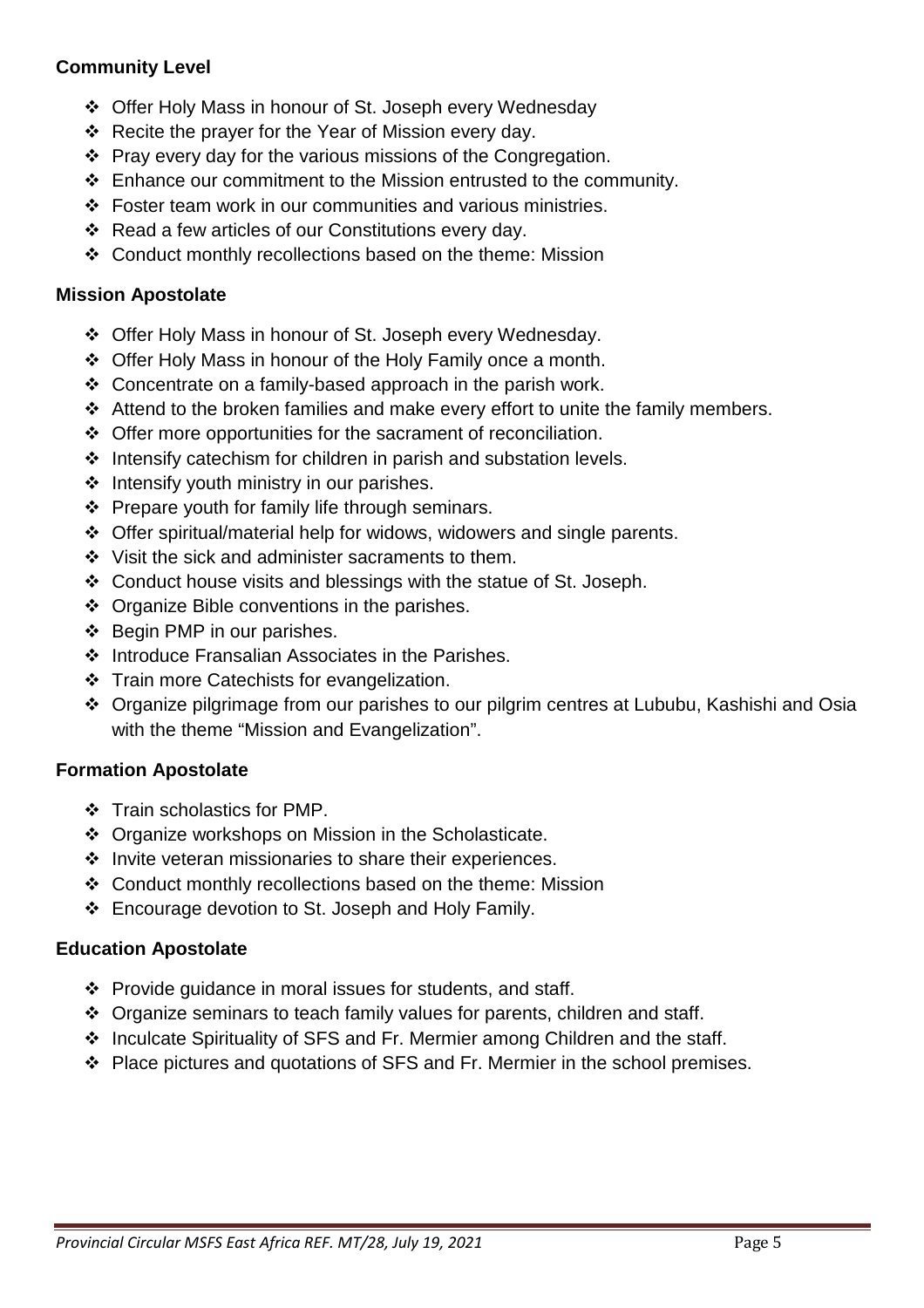**Community Level**

- Offer Holy Mass in honour of St. Joseph every Wednesday
- Recite the prayer for the Year of Mission every day.
- Pray every day for the various missions of the Congregation.
- Enhance our commitment to the Mission entrusted to the community.
- Foster team work in our communities and various ministries.
- Read a few articles of our Constitutions every day.
- Conduct monthly recollections based on the theme: Mission

**Mission Apostolate**

- Offer Holy Mass in honour of St. Joseph every Wednesday.
- Offer Holy Mass in honour of the Holy Family once a month.
- Concentrate on a family-based approach in the parish work.
- Attend to the broken families and make every effort to unite the family members.
- Offer more opportunities for the sacrament of reconciliation.
- Intensify catechism for children in parish and substation levels.
- Intensify youth ministry in our parishes.
- Prepare youth for family life through seminars.
- Offer spiritual/material help for widows, widowers and single parents.
- Visit the sick and administer sacraments to them.
- Conduct house visits and blessings with the statue of St. Joseph.
- Organize Bible conventions in the parishes.
- Begin PMP in our parishes.
- Introduce Fransalian Associates in the Parishes.
- Train more Catechists for evangelization.
- Organize pilgrimage from our parishes to our pilgrim centres at Lububu, Kashishi and Osia with the theme "Mission and Evangelization".

**Formation Apostolate**

- Train scholastics for PMP.
- Organize workshops on Mission in the Scholasticate.
- Invite veteran missionaries to share their experiences.
- Conduct monthly recollections based on the theme: Mission
- Encourage devotion to St. Joseph and Holy Family.

**Education Apostolate**

- Provide guidance in moral issues for students, and staff.
- Organize seminars to teach family values for parents, children and staff.
- Inculcate Spirituality of SFS and Fr. Mermier among Children and the staff.
- Place pictures and quotations of SFS and Fr. Mermier in the school premises.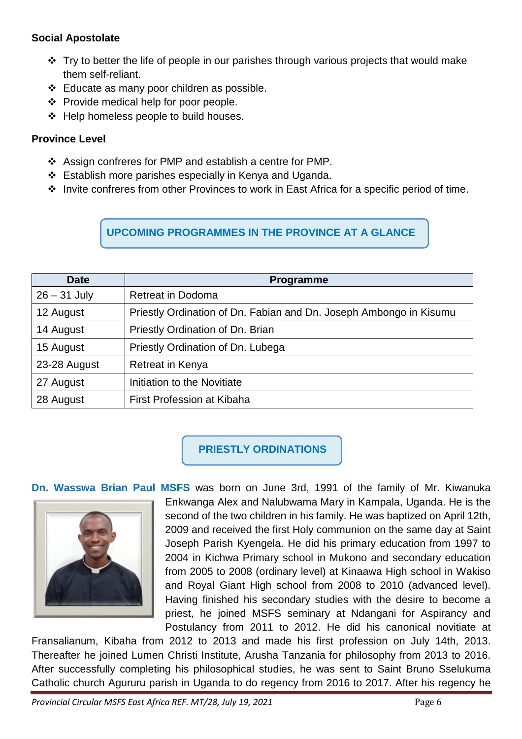**Social Apostolate**

- Try to better the life of people in our parishes through various projects that would make them self-reliant.
- Educate as many poor children as possible.
- Provide medical help for poor people.
- Help homeless people to build houses.

**Province Level**

- Assign confreres for PMP and establish a centre for PMP.
- Establish more parishes especially in Kenya and Uganda.
- Invite confreres from other Provinces to work in East Africa for a specific period of time.

## UPCOMING PROGRAMMES IN THE PROVINCE AT A GLANCE

| Date | Programme |
|---|---|
| 26 – 31 July | Retreat in Dodoma |
| 12 August | Priestly Ordination of Dn. Fabian and Dn. Joseph Ambongo in Kisumu |
| 14 August | Priestly Ordination of Dn. Brian |
| 15 August | Priestly Ordination of Dn. Lubega |
| 23-28 August | Retreat in Kenya |
| 27 August | Initiation to the Novitiate |
| 28 August | First Profession at Kibaha |

## PRIESTLY ORDINATIONS

**Dn. Wasswa Brian Paul MSFS** was born on June 3rd, 1991 of the family of Mr. Kiwanuka Enkwanga Alex and Nalubwama Mary in Kampala, Uganda. He is the second of the two children in his family. He was baptized on April 12th, 2009 and received the first Holy communion on the same day at Saint Joseph Parish Kyengela. He did his primary education from 1997 to 2004 in Kichwa Primary school in Mukono and secondary education from 2005 to 2008 (ordinary level) at Kinaawa High school in Wakiso and Royal Giant High school from 2008 to 2010 (advanced level). Having finished his secondary studies with the desire to become a priest, he joined MSFS seminary at Ndangani for Aspirancy and Postulancy from 2011 to 2012. He did his canonical novitiate at Fransalianum, Kibaha from 2012 to 2013 and made his first profession on July 14th, 2013. Thereafter he joined Lumen Christi Institute, Arusha Tanzania for philosophy from 2013 to 2016. After successfully completing his philosophical studies, he was sent to Saint Bruno Sselukuma Catholic church Agururu parish in Uganda to do regency from 2016 to 2017. After his regency he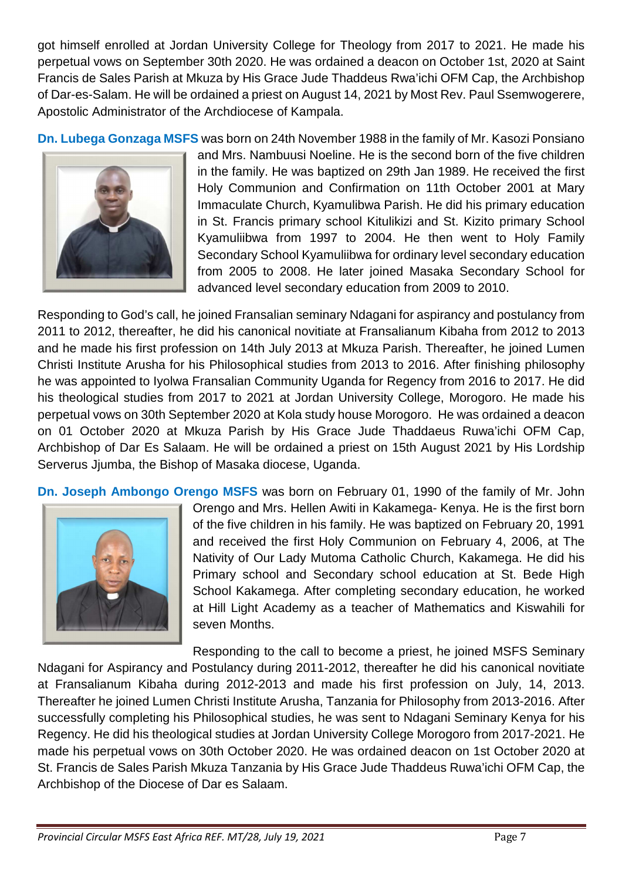got himself enrolled at Jordan University College for Theology from 2017 to 2021. He made his perpetual vows on September 30th 2020. He was ordained a deacon on October 1st, 2020 at Saint Francis de Sales Parish at Mkuza by His Grace Jude Thaddeus Rwa'ichi OFM Cap, the Archbishop of Dar-es-Salam. He will be ordained a priest on August 14, 2021 by Most Rev. Paul Ssemwogerere, Apostolic Administrator of the Archdiocese of Kampala.

**Dn. Lubega Gonzaga MSFS** was born on 24th November 1988 in the family of Mr. Kasozi Ponsiano and Mrs. Nambuusi Noeline. He is the second born of the five children in the family. He was baptized on 29th Jan 1989. He received the first Holy Communion and Confirmation on 11th October 2001 at Mary Immaculate Church, Kyamulibwa Parish. He did his primary education in St. Francis primary school Kitulikizi and St. Kizito primary School Kyamuliibwa from 1997 to 2004. He then went to Holy Family Secondary School Kyamuliibwa for ordinary level secondary education from 2005 to 2008. He later joined Masaka Secondary School for advanced level secondary education from 2009 to 2010.

Responding to God's call, he joined Fransalian seminary Ndagani for aspirancy and postulancy from 2011 to 2012, thereafter, he did his canonical novitiate at Fransalianum Kibaha from 2012 to 2013 and he made his first profession on 14th July 2013 at Mkuza Parish. Thereafter, he joined Lumen Christi Institute Arusha for his Philosophical studies from 2013 to 2016. After finishing philosophy he was appointed to Iyolwa Fransalian Community Uganda for Regency from 2016 to 2017. He did his theological studies from 2017 to 2021 at Jordan University College, Morogoro. He made his perpetual vows on 30th September 2020 at Kola study house Morogoro. He was ordained a deacon on 01 October 2020 at Mkuza Parish by His Grace Jude Thaddaeus Ruwa'ichi OFM Cap, Archbishop of Dar Es Salaam. He will be ordained a priest on 15th August 2021 by His Lordship Serverus Jjumba, the Bishop of Masaka diocese, Uganda.

**Dn. Joseph Ambongo Orengo MSFS** was born on February 01, 1990 of the family of Mr. John Orengo and Mrs. Hellen Awiti in Kakamega- Kenya. He is the first born of the five children in his family. He was baptized on February 20, 1991 and received the first Holy Communion on February 4, 2006, at The Nativity of Our Lady Mutoma Catholic Church, Kakamega. He did his Primary school and Secondary school education at St. Bede High School Kakamega. After completing secondary education, he worked at Hill Light Academy as a teacher of Mathematics and Kiswahili for seven Months.

Responding to the call to become a priest, he joined MSFS Seminary Ndagani for Aspirancy and Postulancy during 2011-2012, thereafter he did his canonical novitiate at Fransalianum Kibaha during 2012-2013 and made his first profession on July, 14, 2013. Thereafter he joined Lumen Christi Institute Arusha, Tanzania for Philosophy from 2013-2016. After successfully completing his Philosophical studies, he was sent to Ndagani Seminary Kenya for his Regency. He did his theological studies at Jordan University College Morogoro from 2017-2021. He made his perpetual vows on 30th October 2020. He was ordained deacon on 1st October 2020 at St. Francis de Sales Parish Mkuza Tanzania by His Grace Jude Thaddeus Ruwa'ichi OFM Cap, the Archbishop of the Diocese of Dar es Salaam.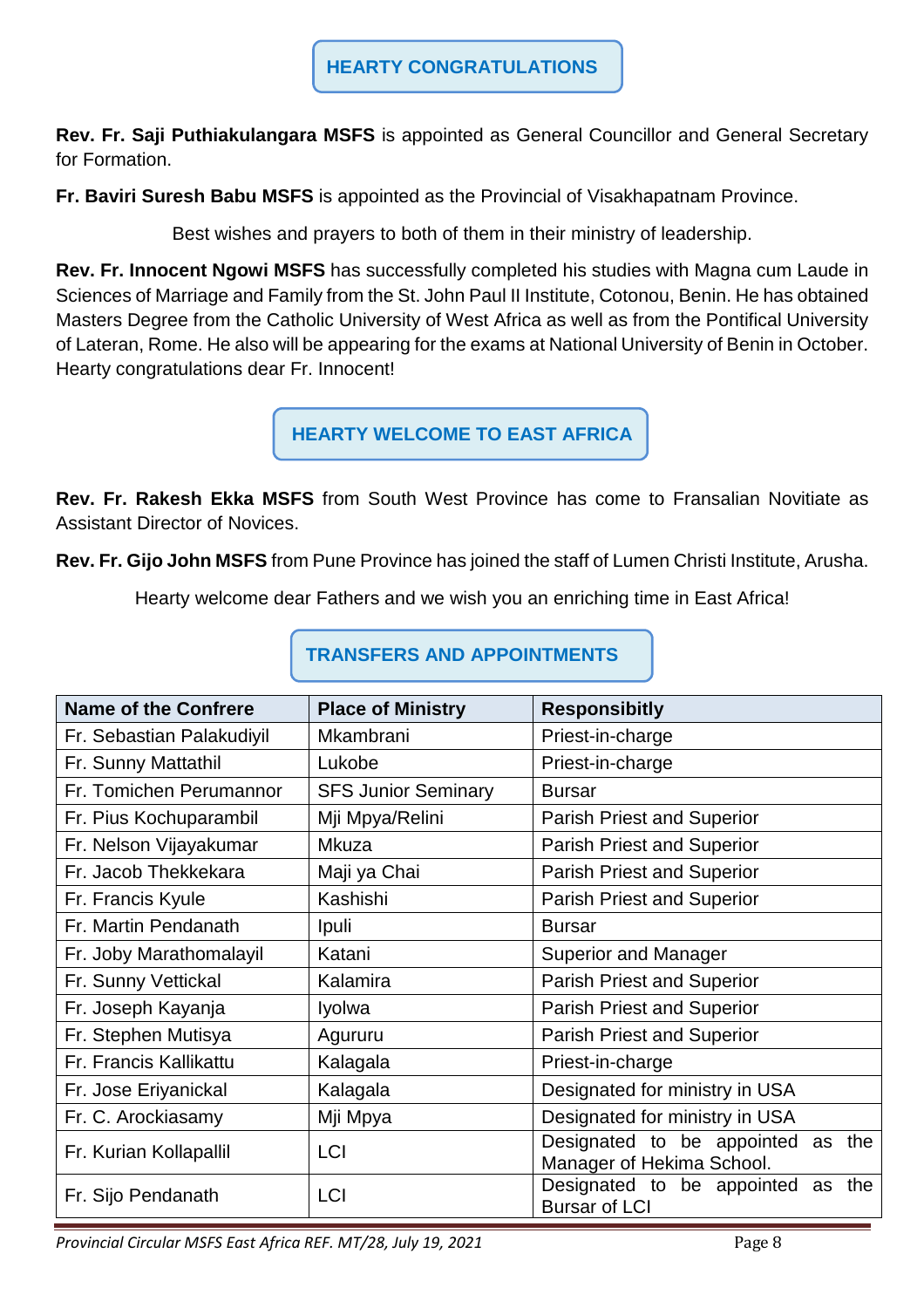## HEARTY CONGRATULATIONS

**Rev. Fr. Saji Puthiakulangara MSFS** is appointed as General Councillor and General Secretary for Formation.

**Fr. Baviri Suresh Babu MSFS** is appointed as the Provincial of Visakhapatnam Province.

Best wishes and prayers to both of them in their ministry of leadership.

**Rev. Fr. Innocent Ngowi MSFS** has successfully completed his studies with Magna cum Laude in Sciences of Marriage and Family from the St. John Paul II Institute, Cotonou, Benin. He has obtained Masters Degree from the Catholic University of West Africa as well as from the Pontifical University of Lateran, Rome. He also will be appearing for the exams at National University of Benin in October. Hearty congratulations dear Fr. Innocent!

## HEARTY WELCOME TO EAST AFRICA

**Rev. Fr. Rakesh Ekka MSFS** from South West Province has come to Fransalian Novitiate as Assistant Director of Novices.

**Rev. Fr. Gijo John MSFS** from Pune Province has joined the staff of Lumen Christi Institute, Arusha.

Hearty welcome dear Fathers and we wish you an enriching time in East Africa!

## TRANSFERS AND APPOINTMENTS

| Name of the Confrere | Place of Ministry | Responsibitly |
|---|---|---|
| Fr. Sebastian Palakudiyil | Mkambrani | Priest-in-charge |
| Fr. Sunny Mattathil | Lukobe | Priest-in-charge |
| Fr. Tomichen Perumannor | SFS Junior Seminary | Bursar |
| Fr. Pius Kochuparambil | Mji Mpya/Relini | Parish Priest and Superior |
| Fr. Nelson Vijayakumar | Mkuza | Parish Priest and Superior |
| Fr. Jacob Thekkekara | Maji ya Chai | Parish Priest and Superior |
| Fr. Francis Kyule | Kashishi | Parish Priest and Superior |
| Fr. Martin Pendanath | Ipuli | Bursar |
| Fr. Joby Marathomalayil | Katani | Superior and Manager |
| Fr. Sunny Vettickal | Kalamira | Parish Priest and Superior |
| Fr. Joseph Kayanja | Iyolwa | Parish Priest and Superior |
| Fr. Stephen Mutisya | Agururu | Parish Priest and Superior |
| Fr. Francis Kallikattu | Kalagala | Priest-in-charge |
| Fr. Jose Eriyanickal | Kalagala | Designated for ministry in USA |
| Fr. C. Arockiasamy | Mji Mpya | Designated for ministry in USA |
| Fr. Kurian Kollapallil | LCI | Designated to be appointed as the Manager of Hekima School. |
| Fr. Sijo Pendanath | LCI | Designated to be appointed as the Bursar of LCI |

*Provincial Circular MSFS East Africa REF. MT/28, July 19, 2021*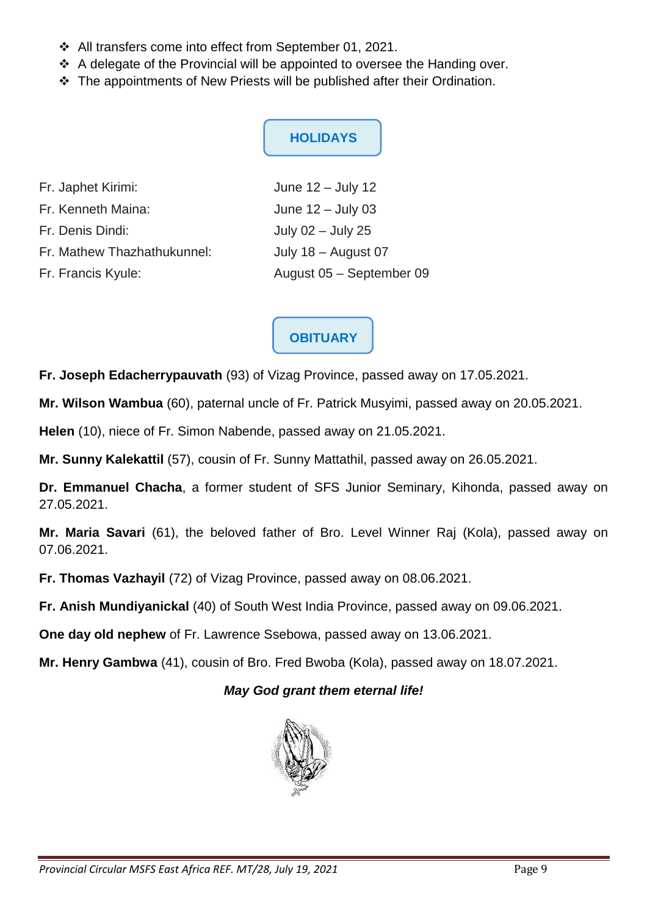- All transfers come into effect from September 01, 2021.
- A delegate of the Provincial will be appointed to oversee the Handing over.
- The appointments of New Priests will be published after their Ordination.

## HOLIDAYS

| | |
|---|---|
| Fr. Japhet Kirimi: | June 12 – July 12 |
| Fr. Kenneth Maina: | June 12 – July 03 |
| Fr. Denis Dindi: | July 02 – July 25 |
| Fr. Mathew Thazhathukunnel: | July 18 – August 07 |
| Fr. Francis Kyule: | August 05 – September 09 |

## OBITUARY

**Fr. Joseph Edacherrypauvath** (93) of Vizag Province, passed away on 17.05.2021.

**Mr. Wilson Wambua** (60), paternal uncle of Fr. Patrick Musyimi, passed away on 20.05.2021.

**Helen** (10), niece of Fr. Simon Nabende, passed away on 21.05.2021.

**Mr. Sunny Kalekattil** (57), cousin of Fr. Sunny Mattathil, passed away on 26.05.2021.

**Dr. Emmanuel Chacha**, a former student of SFS Junior Seminary, Kihonda, passed away on 27.05.2021.

**Mr. Maria Savari** (61), the beloved father of Bro. Level Winner Raj (Kola), passed away on 07.06.2021.

**Fr. Thomas Vazhayil** (72) of Vizag Province, passed away on 08.06.2021.

**Fr. Anish Mundiyanickal** (40) of South West India Province, passed away on 09.06.2021.

**One day old nephew** of Fr. Lawrence Ssebowa, passed away on 13.06.2021.

**Mr. Henry Gambwa** (41), cousin of Bro. Fred Bwoba (Kola), passed away on 18.07.2021.

***May God grant them eternal life!***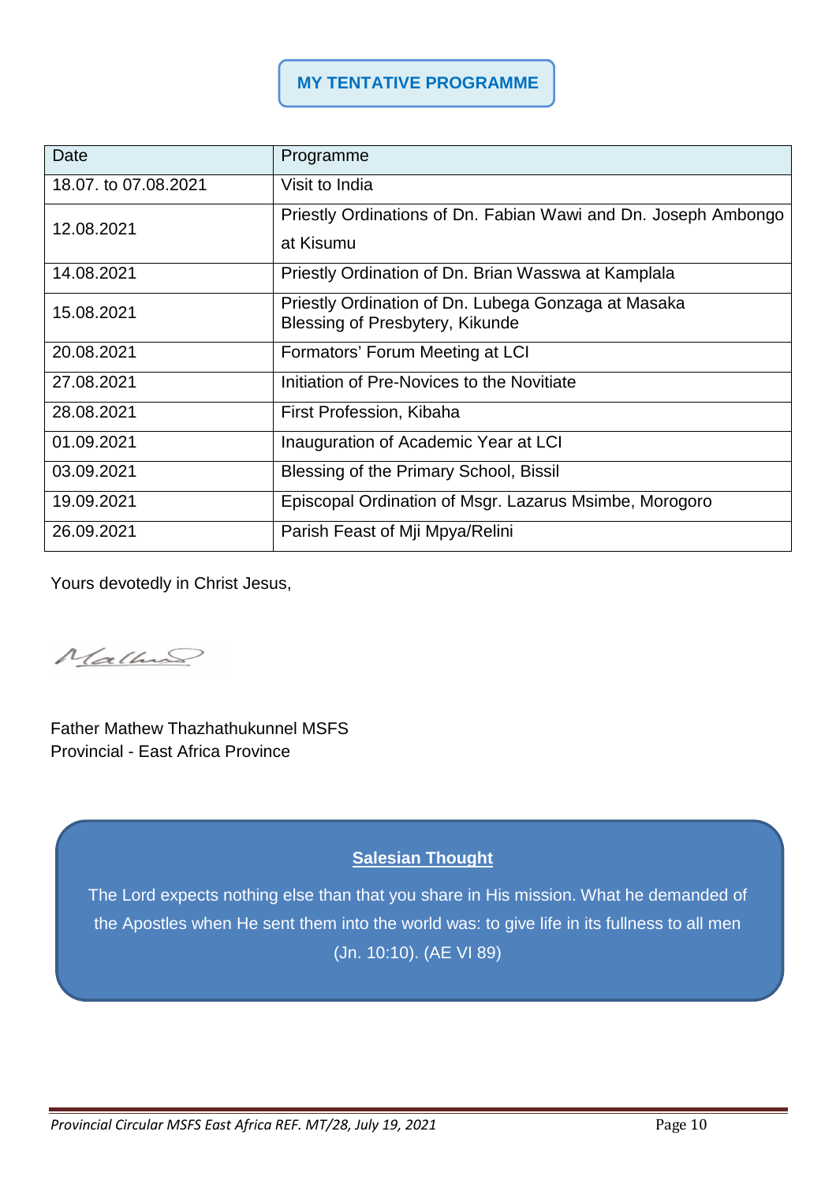## MY TENTATIVE PROGRAMME

| Date | Programme |
|---|---|
| 18.07. to 07.08.2021 | Visit to India |
| 12.08.2021 | Priestly Ordinations of Dn. Fabian Wawi and Dn. Joseph Ambongo at Kisumu |
| 14.08.2021 | Priestly Ordination of Dn. Brian Wasswa at Kamplala |
| 15.08.2021 | Priestly Ordination of Dn. Lubega Gonzaga at Masaka<br>Blessing of Presbytery, Kikunde |
| 20.08.2021 | Formators' Forum Meeting at LCI |
| 27.08.2021 | Initiation of Pre-Novices to the Novitiate |
| 28.08.2021 | First Profession, Kibaha |
| 01.09.2021 | Inauguration of Academic Year at LCI |
| 03.09.2021 | Blessing of the Primary School, Bissil |
| 19.09.2021 | Episcopal Ordination of Msgr. Lazarus Msimbe, Morogoro |
| 26.09.2021 | Parish Feast of Mji Mpya/Relini |

Yours devotedly in Christ Jesus,

Father Mathew Thazhathukunnel MSFS
Provincial - East Africa Province

**Salesian Thought**

The Lord expects nothing else than that you share in His mission. What he demanded of the Apostles when He sent them into the world was: to give life in its fullness to all men (Jn. 10:10). (AE VI 89)